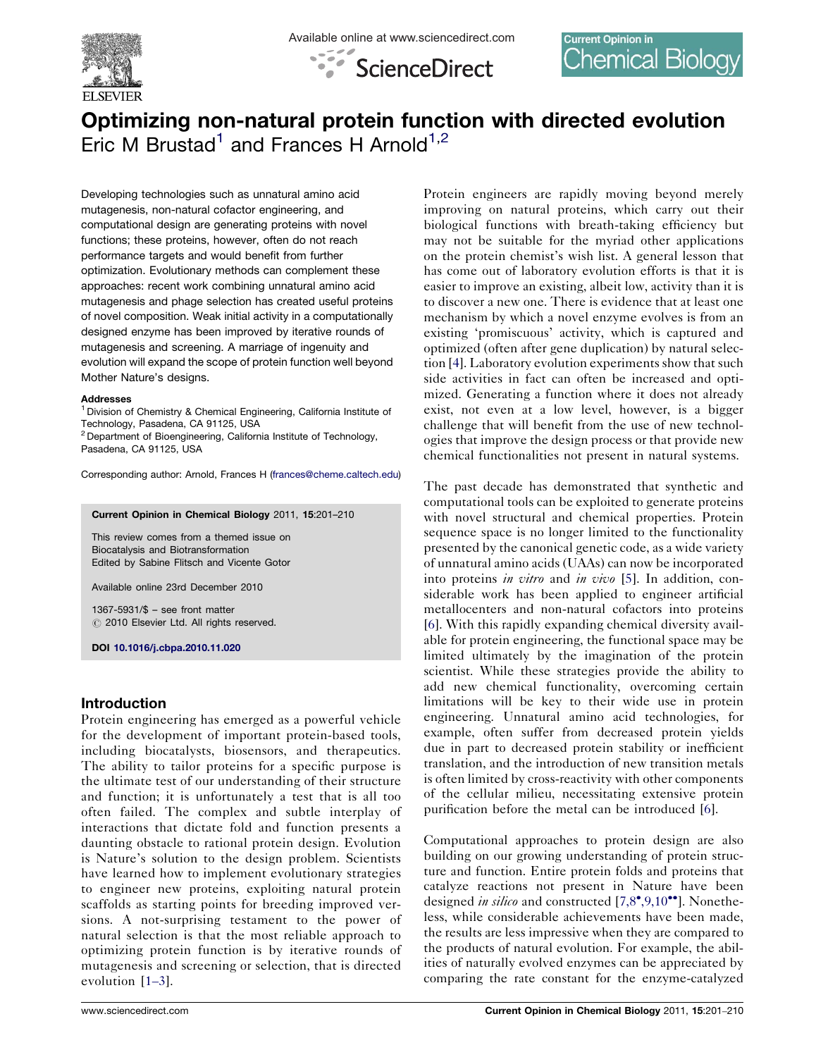# Optimizing non-natural protein function with directed evolution

Eric M Brustad[1] and Frances H Arnold[1,2]

Developing technologies such as unnatural amino acid mutagenesis, non-natural cofactor engineering, and computational design are generating proteins with novel functions; these proteins, however, often do not reach performance targets and would benefit from further optimization. Evolutionary methods can complement these approaches: recent work combining unnatural amino acid mutagenesis and phage selection has created useful proteins of novel composition. Weak initial activity in a computationally designed enzyme has been improved by iterative rounds of mutagenesis and screening. A marriage of ingenuity and evolution will expand the scope of protein function well beyond Mother Nature's designs.

**Addresses**

[1] Division of Chemistry & Chemical Engineering, California Institute of Technology, Pasadena, CA 91125, USA

[2] Department of Bioengineering, California Institute of Technology, Pasadena, CA 91125, USA

Corresponding author: Arnold, Frances H (frances@cheme.caltech.edu)

**Current Opinion in Chemical Biology** 2011, **15**:201–210

This review comes from a themed issue on Biocatalysis and Biotransformation
Edited by Sabine Flitsch and Vicente Gotor

Available online 23rd December 2010

1367-5931/$ – see front matter
© 2010 Elsevier Ltd. All rights reserved.

**DOI** 10.1016/j.cbpa.2010.11.020

## Introduction

Protein engineering has emerged as a powerful vehicle for the development of important protein-based tools, including biocatalysts, biosensors, and therapeutics. The ability to tailor proteins for a specific purpose is the ultimate test of our understanding of their structure and function; it is unfortunately a test that is all too often failed. The complex and subtle interplay of interactions that dictate fold and function presents a daunting obstacle to rational protein design. Evolution is Nature's solution to the design problem. Scientists have learned how to implement evolutionary strategies to engineer new proteins, exploiting natural protein scaffolds as starting points for breeding improved versions. A not-surprising testament to the power of natural selection is that the most reliable approach to optimizing protein function is by iterative rounds of mutagenesis and screening or selection, that is directed evolution [1–3].

Protein engineers are rapidly moving beyond merely improving on natural proteins, which carry out their biological functions with breath-taking efficiency but may not be suitable for the myriad other applications on the protein chemist's wish list. A general lesson that has come out of laboratory evolution efforts is that it is easier to improve an existing, albeit low, activity than it is to discover a new one. There is evidence that at least one mechanism by which a novel enzyme evolves is from an existing 'promiscuous' activity, which is captured and optimized (often after gene duplication) by natural selection [4]. Laboratory evolution experiments show that such side activities in fact can often be increased and optimized. Generating a function where it does not already exist, not even at a low level, however, is a bigger challenge that will benefit from the use of new technologies that improve the design process or that provide new chemical functionalities not present in natural systems.

The past decade has demonstrated that synthetic and computational tools can be exploited to generate proteins with novel structural and chemical properties. Protein sequence space is no longer limited to the functionality presented by the canonical genetic code, as a wide variety of unnatural amino acids (UAAs) can now be incorporated into proteins *in vitro* and *in vivo* [5]. In addition, considerable work has been applied to engineer artificial metallocenters and non-natural cofactors into proteins [6]. With this rapidly expanding chemical diversity available for protein engineering, the functional space may be limited ultimately by the imagination of the protein scientist. While these strategies provide the ability to add new chemical functionality, overcoming certain limitations will be key to their wide use in protein engineering. Unnatural amino acid technologies, for example, often suffer from decreased protein yields due in part to decreased protein stability or inefficient translation, and the introduction of new transition metals is often limited by cross-reactivity with other components of the cellular milieu, necessitating extensive protein purification before the metal can be introduced [6].

Computational approaches to protein design are also building on our growing understanding of protein structure and function. Entire protein folds and proteins that catalyze reactions not present in Nature have been designed *in silico* and constructed [7,8•,9,10••]. Nonetheless, while considerable achievements have been made, the results are less impressive when they are compared to the products of natural evolution. For example, the abilities of naturally evolved enzymes can be appreciated by comparing the rate constant for the enzyme-catalyzed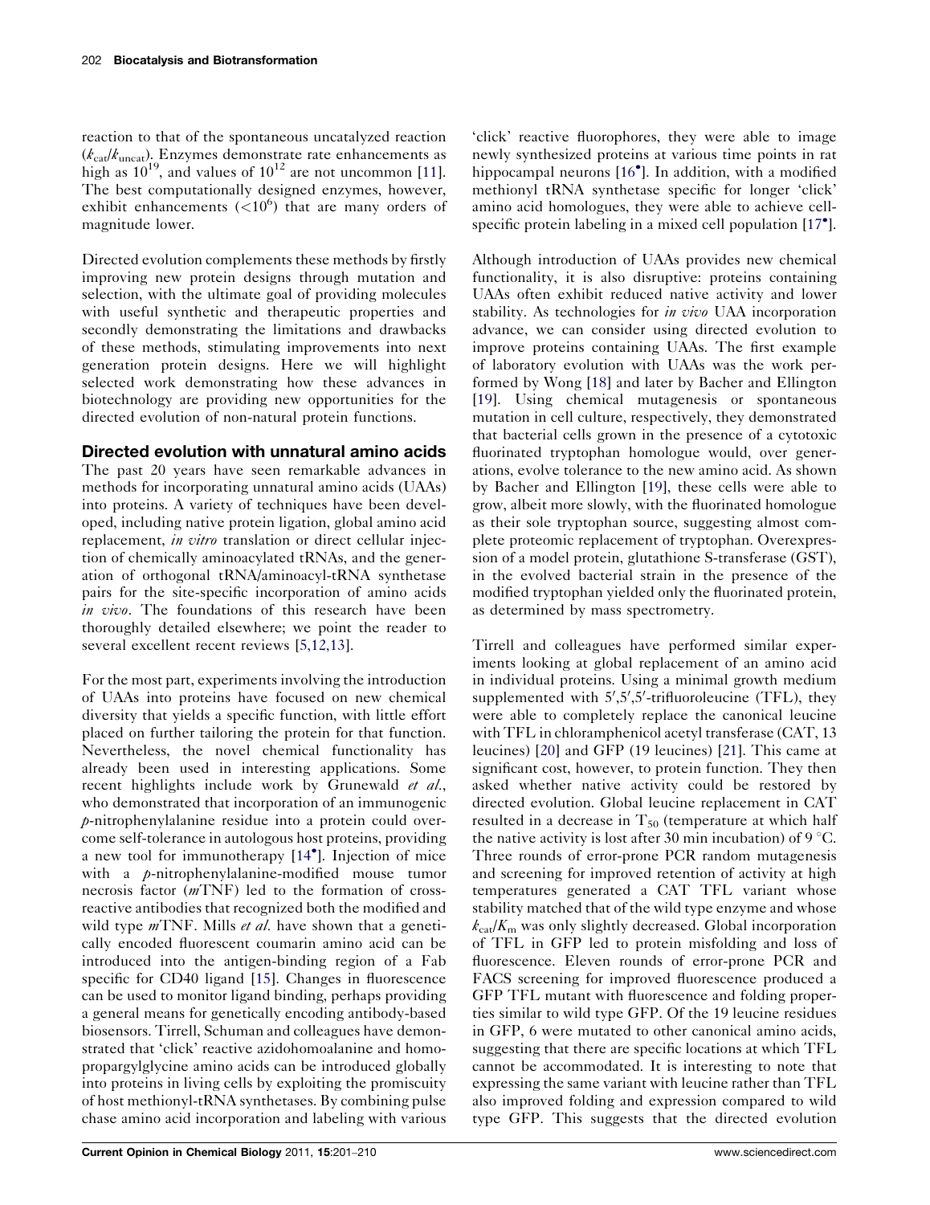reaction to that of the spontaneous uncatalyzed reaction ($k_{cat}/k_{uncat}$). Enzymes demonstrate rate enhancements as high as $10^{19}$, and values of $10^{12}$ are not uncommon [11]. The best computationally designed enzymes, however, exhibit enhancements ($<10^6$) that are many orders of magnitude lower.

Directed evolution complements these methods by firstly improving new protein designs through mutation and selection, with the ultimate goal of providing molecules with useful synthetic and therapeutic properties and secondly demonstrating the limitations and drawbacks of these methods, stimulating improvements into next generation protein designs. Here we will highlight selected work demonstrating how these advances in biotechnology are providing new opportunities for the directed evolution of non-natural protein functions.

## Directed evolution with unnatural amino acids

The past 20 years have seen remarkable advances in methods for incorporating unnatural amino acids (UAAs) into proteins. A variety of techniques have been developed, including native protein ligation, global amino acid replacement, *in vitro* translation or direct cellular injection of chemically aminoacylated tRNAs, and the generation of orthogonal tRNA/aminoacyl-tRNA synthetase pairs for the site-specific incorporation of amino acids *in vivo*. The foundations of this research have been thoroughly detailed elsewhere; we point the reader to several excellent recent reviews [5,12,13].

For the most part, experiments involving the introduction of UAAs into proteins have focused on new chemical diversity that yields a specific function, with little effort placed on further tailoring the protein for that function. Nevertheless, the novel chemical functionality has already been used in interesting applications. Some recent highlights include work by Grunewald *et al.*, who demonstrated that incorporation of an immunogenic *p*-nitrophenylalanine residue into a protein could overcome self-tolerance in autologous host proteins, providing a new tool for immunotherapy [14•]. Injection of mice with a *p*-nitrophenylalanine-modified mouse tumor necrosis factor (*m*TNF) led to the formation of cross-reactive antibodies that recognized both the modified and wild type *m*TNF. Mills *et al.* have shown that a genetically encoded fluorescent coumarin amino acid can be introduced into the antigen-binding region of a Fab specific for CD40 ligand [15]. Changes in fluorescence can be used to monitor ligand binding, perhaps providing a general means for genetically encoding antibody-based biosensors. Tirrell, Schuman and colleagues have demonstrated that 'click' reactive azidohomoalanine and homopropargylglycine amino acids can be introduced globally into proteins in living cells by exploiting the promiscuity of host methionyl-tRNA synthetases. By combining pulse chase amino acid incorporation and labeling with various 'click' reactive fluorophores, they were able to image newly synthesized proteins at various time points in rat hippocampal neurons [16•]. In addition, with a modified methionyl tRNA synthetase specific for longer 'click' amino acid homologues, they were able to achieve cell-specific protein labeling in a mixed cell population [17•].

Although introduction of UAAs provides new chemical functionality, it is also disruptive: proteins containing UAAs often exhibit reduced native activity and lower stability. As technologies for *in vivo* UAA incorporation advance, we can consider using directed evolution to improve proteins containing UAAs. The first example of laboratory evolution with UAAs was the work performed by Wong [18] and later by Bacher and Ellington [19]. Using chemical mutagenesis or spontaneous mutation in cell culture, respectively, they demonstrated that bacterial cells grown in the presence of a cytotoxic fluorinated tryptophan homologue would, over generations, evolve tolerance to the new amino acid. As shown by Bacher and Ellington [19], these cells were able to grow, albeit more slowly, with the fluorinated homologue as their sole tryptophan source, suggesting almost complete proteomic replacement of tryptophan. Overexpression of a model protein, glutathione S-transferase (GST), in the evolved bacterial strain in the presence of the modified tryptophan yielded only the fluorinated protein, as determined by mass spectrometry.

Tirrell and colleagues have performed similar experiments looking at global replacement of an amino acid in individual proteins. Using a minimal growth medium supplemented with 5′,5′,5′-trifluoroleucine (TFL), they were able to completely replace the canonical leucine with TFL in chloramphenicol acetyl transferase (CAT, 13 leucines) [20] and GFP (19 leucines) [21]. This came at significant cost, however, to protein function. They then asked whether native activity could be restored by directed evolution. Global leucine replacement in CAT resulted in a decrease in $T_{50}$ (temperature at which half the native activity is lost after 30 min incubation) of 9 °C. Three rounds of error-prone PCR random mutagenesis and screening for improved retention of activity at high temperatures generated a CAT TFL variant whose stability matched that of the wild type enzyme and whose $k_{cat}/K_m$ was only slightly decreased. Global incorporation of TFL in GFP led to protein misfolding and loss of fluorescence. Eleven rounds of error-prone PCR and FACS screening for improved fluorescence produced a GFP TFL mutant with fluorescence and folding properties similar to wild type GFP. Of the 19 leucine residues in GFP, 6 were mutated to other canonical amino acids, suggesting that there are specific locations at which TFL cannot be accommodated. It is interesting to note that expressing the same variant with leucine rather than TFL also improved folding and expression compared to wild type GFP. This suggests that the directed evolution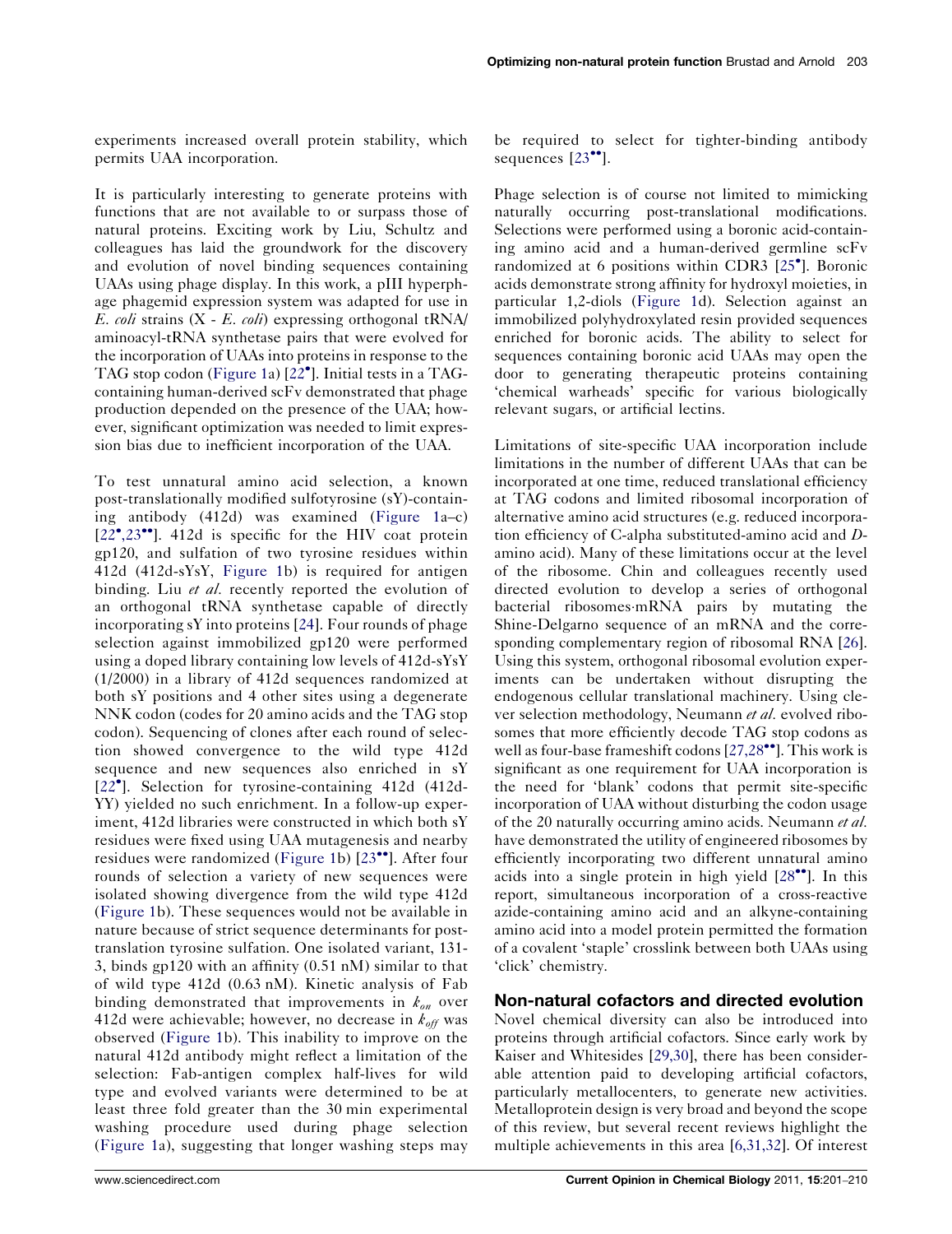experiments increased overall protein stability, which permits UAA incorporation.

It is particularly interesting to generate proteins with functions that are not available to or surpass those of natural proteins. Exciting work by Liu, Schultz and colleagues has laid the groundwork for the discovery and evolution of novel binding sequences containing UAAs using phage display. In this work, a pIII hyperphage phagemid expression system was adapted for use in *E. coli* strains (X - *E. coli*) expressing orthogonal tRNA/aminoacyl-tRNA synthetase pairs that were evolved for the incorporation of UAAs into proteins in response to the TAG stop codon (Figure 1a) [22•]. Initial tests in a TAG-containing human-derived scFv demonstrated that phage production depended on the presence of the UAA; however, significant optimization was needed to limit expression bias due to inefficient incorporation of the UAA.

To test unnatural amino acid selection, a known post-translationally modified sulfotyrosine (sY)-containing antibody (412d) was examined (Figure 1a–c) [22•,23••]. 412d is specific for the HIV coat protein gp120, and sulfation of two tyrosine residues within 412d (412d-sYsY, Figure 1b) is required for antigen binding. Liu *et al.* recently reported the evolution of an orthogonal tRNA synthetase capable of directly incorporating sY into proteins [24]. Four rounds of phage selection against immobilized gp120 were performed using a doped library containing low levels of 412d-sYsY (1/2000) in a library of 412d sequences randomized at both sY positions and 4 other sites using a degenerate NNK codon (codes for 20 amino acids and the TAG stop codon). Sequencing of clones after each round of selection showed convergence to the wild type 412d sequence and new sequences also enriched in sY [22•]. Selection for tyrosine-containing 412d (412d-YY) yielded no such enrichment. In a follow-up experiment, 412d libraries were constructed in which both sY residues were fixed using UAA mutagenesis and nearby residues were randomized (Figure 1b) [23••]. After four rounds of selection a variety of new sequences were isolated showing divergence from the wild type 412d (Figure 1b). These sequences would not be available in nature because of strict sequence determinants for post-translation tyrosine sulfation. One isolated variant, 131-3, binds gp120 with an affinity (0.51 nM) similar to that of wild type 412d (0.63 nM). Kinetic analysis of Fab binding demonstrated that improvements in $k_{on}$ over 412d were achievable; however, no decrease in $k_{off}$ was observed (Figure 1b). This inability to improve on the natural 412d antibody might reflect a limitation of the selection: Fab-antigen complex half-lives for wild type and evolved variants were determined to be at least three fold greater than the 30 min experimental washing procedure used during phage selection (Figure 1a), suggesting that longer washing steps may be required to select for tighter-binding antibody sequences [23••].

Phage selection is of course not limited to mimicking naturally occurring post-translational modifications. Selections were performed using a boronic acid-containing amino acid and a human-derived germline scFv randomized at 6 positions within CDR3 [25•]. Boronic acids demonstrate strong affinity for hydroxyl moieties, in particular 1,2-diols (Figure 1d). Selection against an immobilized polyhydroxylated resin provided sequences enriched for boronic acids. The ability to select for sequences containing boronic acid UAAs may open the door to generating therapeutic proteins containing 'chemical warheads' specific for various biologically relevant sugars, or artificial lectins.

Limitations of site-specific UAA incorporation include limitations in the number of different UAAs that can be incorporated at one time, reduced translational efficiency at TAG codons and limited ribosomal incorporation of alternative amino acid structures (e.g. reduced incorporation efficiency of C-alpha substituted-amino acid and *D*-amino acid). Many of these limitations occur at the level of the ribosome. Chin and colleagues recently used directed evolution to develop a series of orthogonal bacterial ribosomes·mRNA pairs by mutating the Shine-Delgarno sequence of an mRNA and the corresponding complementary region of ribosomal RNA [26]. Using this system, orthogonal ribosomal evolution experiments can be undertaken without disrupting the endogenous cellular translational machinery. Using clever selection methodology, Neumann *et al.* evolved ribosomes that more efficiently decode TAG stop codons as well as four-base frameshift codons [27,28••]. This work is significant as one requirement for UAA incorporation is the need for 'blank' codons that permit site-specific incorporation of UAA without disturbing the codon usage of the 20 naturally occurring amino acids. Neumann *et al.* have demonstrated the utility of engineered ribosomes by efficiently incorporating two different unnatural amino acids into a single protein in high yield [28••]. In this report, simultaneous incorporation of a cross-reactive azide-containing amino acid and an alkyne-containing amino acid into a model protein permitted the formation of a covalent 'staple' crosslink between both UAAs using 'click' chemistry.

## Non-natural cofactors and directed evolution

Novel chemical diversity can also be introduced into proteins through artificial cofactors. Since early work by Kaiser and Whitesides [29,30], there has been considerable attention paid to developing artificial cofactors, particularly metallocenters, to generate new activities. Metalloprotein design is very broad and beyond the scope of this review, but several recent reviews highlight the multiple achievements in this area [6,31,32]. Of interest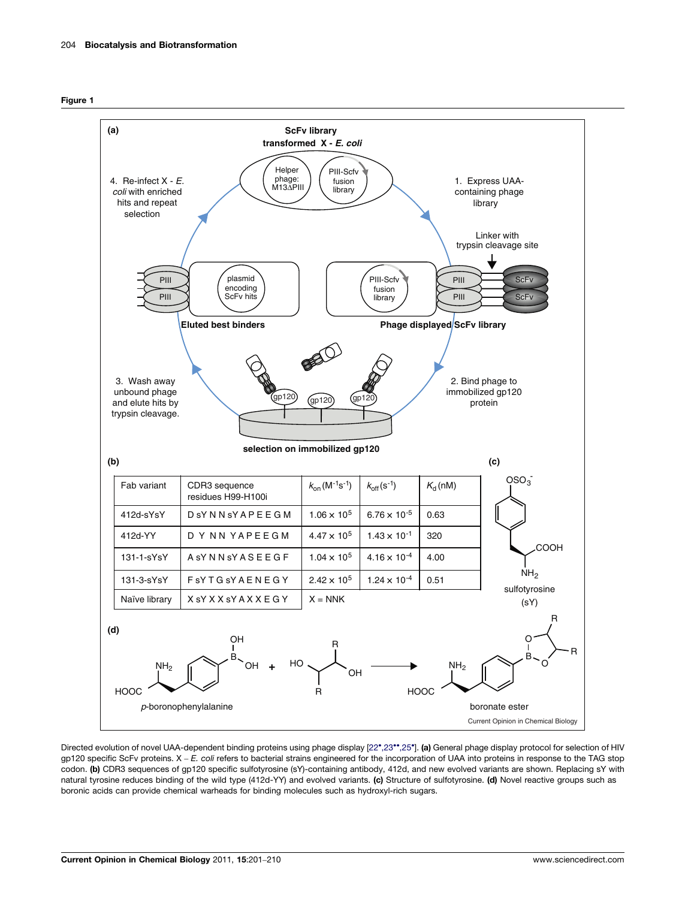Figure 1

(a)

ScFv library transformed X - *E. coli*

Helper phage: M13ΔPIII

PIII-Scfv fusion library

1. Express UAA-containing phage library

Linker with trypsin cleavage site

Phage displayed ScFv library

2. Bind phage to immobilized gp120 protein

selection on immobilized gp120

3. Wash away unbound phage and elute hits by trypsin cleavage.

Eluted best binders

plasmid encoding ScFv hits

4. Re-infect X - *E. coli* with enriched hits and repeat selection

(b)

| Fab variant | CDR3 sequence residues H99-H100i | $k_{on}$ ($M^{-1}s^{-1}$) | $k_{off}$ ($s^{-1}$) | $K_d$ (nM) |
|---|---|---|---|---|
| 412d-sYsY | D sY N N sY A P E E G M | $1.06 \times 10^5$ | $6.76 \times 10^{-5}$ | 0.63 |
| 412d-YY | D Y NN YAPEEGM | $4.47 \times 10^5$ | $1.43 \times 10^{-1}$ | 320 |
| 131-1-sYsY | A sY N N sY A S E E G F | $1.04 \times 10^5$ | $4.16 \times 10^{-4}$ | 4.00 |
| 131-3-sYsY | F sY T G sY A E N E G Y | $2.42 \times 10^5$ | $1.24 \times 10^{-4}$ | 0.51 |
| Naïve library | X sY X X sY A X X E G Y | X = NNK | | |

(c)

sulfotyrosine (sY)

(d)

*p*-boronophenylalanine + diol → boronate ester

Directed evolution of novel UAA-dependent binding proteins using phage display [22•,23••,25•]. **(a)** General phage display protocol for selection of HIV gp120 specific ScFv proteins. X – *E. coli* refers to bacterial strains engineered for the incorporation of UAA into proteins in response to the TAG stop codon. **(b)** CDR3 sequences of gp120 specific sulfotyrosine (sY)-containing antibody, 412d, and new evolved variants are shown. Replacing sY with natural tyrosine reduces binding of the wild type (412d-YY) and evolved variants. **(c)** Structure of sulfotyrosine. **(d)** Novel reactive groups such as boronic acids can provide chemical warheads for binding molecules such as hydroxyl-rich sugars.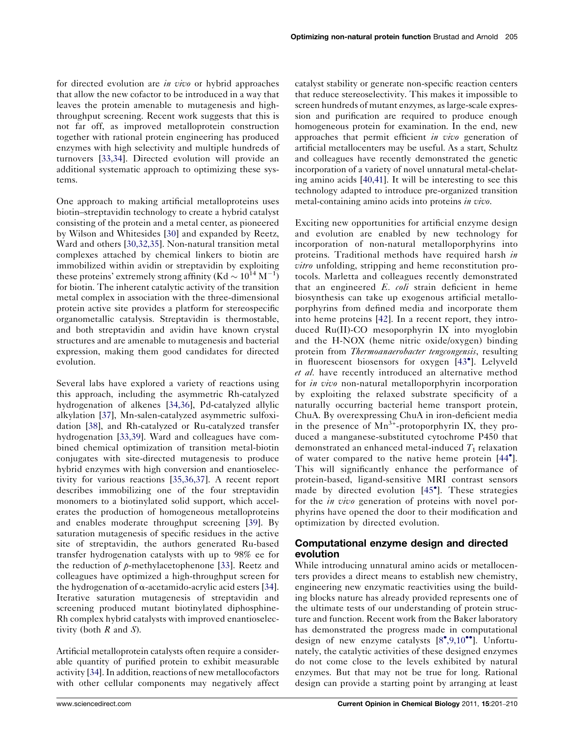for directed evolution are *in vivo* or hybrid approaches that allow the new cofactor to be introduced in a way that leaves the protein amenable to mutagenesis and high-throughput screening. Recent work suggests that this is not far off, as improved metalloprotein construction together with rational protein engineering has produced enzymes with high selectivity and multiple hundreds of turnovers [33,34]. Directed evolution will provide an additional systematic approach to optimizing these systems.

One approach to making artificial metalloproteins uses biotin–streptavidin technology to create a hybrid catalyst consisting of the protein and a metal center, as pioneered by Wilson and Whitesides [30] and expanded by Reetz, Ward and others [30,32,35]. Non-natural transition metal complexes attached by chemical linkers to biotin are immobilized within avidin or streptavidin by exploiting these proteins' extremely strong affinity (Kd $\sim 10^{14}$ $M^{-1}$) for biotin. The inherent catalytic activity of the transition metal complex in association with the three-dimensional protein active site provides a platform for stereospecific organometallic catalysis. Streptavidin is thermostable, and both streptavidin and avidin have known crystal structures and are amenable to mutagenesis and bacterial expression, making them good candidates for directed evolution.

Several labs have explored a variety of reactions using this approach, including the asymmetric Rh-catalyzed hydrogenation of alkenes [34,36], Pd-catalyzed allylic alkylation [37], Mn-salen-catalyzed asymmetric sulfoxidation [38], and Rh-catalyzed or Ru-catalyzed transfer hydrogenation [33,39]. Ward and colleagues have combined chemical optimization of transition metal-biotin conjugates with site-directed mutagenesis to produce hybrid enzymes with high conversion and enantioselectivity for various reactions [35,36,37]. A recent report describes immobilizing one of the four streptavidin monomers to a biotinylated solid support, which accelerates the production of homogeneous metalloproteins and enables moderate throughput screening [39]. By saturation mutagenesis of specific residues in the active site of streptavidin, the authors generated Ru-based transfer hydrogenation catalysts with up to 98% ee for the reduction of *p*-methylacetophenone [33]. Reetz and colleagues have optimized a high-throughput screen for the hydrogenation of α-acetamido-acrylic acid esters [34]. Iterative saturation mutagenesis of streptavidin and screening produced mutant biotinylated diphosphine-Rh complex hybrid catalysts with improved enantioselectivity (both *R* and *S*).

Artificial metalloprotein catalysts often require a considerable quantity of purified protein to exhibit measurable activity [34]. In addition, reactions of new metallocofactors with other cellular components may negatively affect catalyst stability or generate non-specific reaction centers that reduce stereoselectivity. This makes it impossible to screen hundreds of mutant enzymes, as large-scale expression and purification are required to produce enough homogeneous protein for examination. In the end, new approaches that permit efficient *in vivo* generation of artificial metallocenters may be useful. As a start, Schultz and colleagues have recently demonstrated the genetic incorporation of a variety of novel unnatural metal-chelating amino acids [40,41]. It will be interesting to see this technology adapted to introduce pre-organized transition metal-containing amino acids into proteins *in vivo*.

Exciting new opportunities for artificial enzyme design and evolution are enabled by new technology for incorporation of non-natural metalloporphyrins into proteins. Traditional methods have required harsh *in vitro* unfolding, stripping and heme reconstitution protocols. Marletta and colleagues recently demonstrated that an engineered *E. coli* strain deficient in heme biosynthesis can take up exogenous artificial metalloporphyrins from defined media and incorporate them into heme proteins [42]. In a recent report, they introduced Ru(II)-CO mesoporphyrin IX into myoglobin and the H-NOX (heme nitric oxide/oxygen) binding protein from *Thermoanaerobacter tengcongensis*, resulting in fluorescent biosensors for oxygen [43•]. Lelyveld *et al.* have recently introduced an alternative method for *in vivo* non-natural metalloporphyrin incorporation by exploiting the relaxed substrate specificity of a naturally occurring bacterial heme transport protein, ChuA. By overexpressing ChuA in iron-deficient media in the presence of $Mn^{3+}$-protoporphyrin IX, they produced a manganese-substituted cytochrome P450 that demonstrated an enhanced metal-induced $T_1$ relaxation of water compared to the native heme protein [44•]. This will significantly enhance the performance of protein-based, ligand-sensitive MRI contrast sensors made by directed evolution [45•]. These strategies for the *in vivo* generation of proteins with novel porphyrins have opened the door to their modification and optimization by directed evolution.

## Computational enzyme design and directed evolution

While introducing unnatural amino acids or metallocenters provides a direct means to establish new chemistry, engineering new enzymatic reactivities using the building blocks nature has already provided represents one of the ultimate tests of our understanding of protein structure and function. Recent work from the Baker laboratory has demonstrated the progress made in computational design of new enzyme catalysts [8•,9,10••]. Unfortunately, the catalytic activities of these designed enzymes do not come close to the levels exhibited by natural enzymes. But that may not be true for long. Rational design can provide a starting point by arranging at least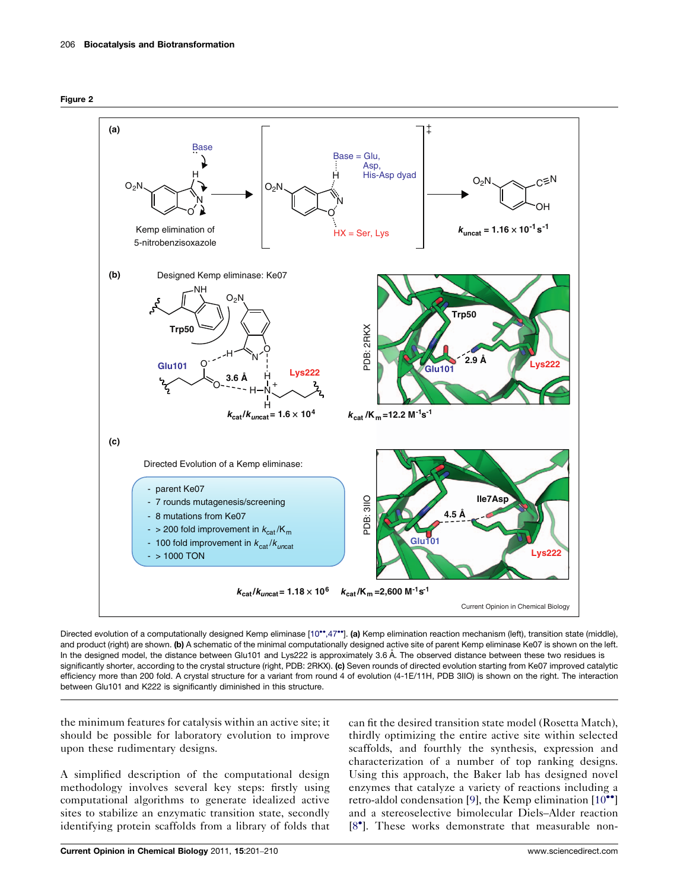**Figure 2**

Directed evolution of a computationally designed Kemp eliminase [10••,47••]. **(a)** Kemp elimination reaction mechanism (left), transition state (middle), and product (right) are shown. **(b)** A schematic of the minimal computationally designed active site of parent Kemp eliminase Ke07 is shown on the left. In the designed model, the distance between Glu101 and Lys222 is approximately 3.6 Å. The observed distance between these two residues is significantly shorter, according to the crystal structure (right, PDB: 2RKX). **(c)** Seven rounds of directed evolution starting from Ke07 improved catalytic efficiency more than 200 fold. A crystal structure for a variant from round 4 of evolution (4-1E/11H, PDB 3IIO) is shown on the right. The interaction between Glu101 and K222 is significantly diminished in this structure.

the minimum features for catalysis within an active site; it should be possible for laboratory evolution to improve upon these rudimentary designs.

A simplified description of the computational design methodology involves several key steps: firstly using computational algorithms to generate idealized active sites to stabilize an enzymatic transition state, secondly identifying protein scaffolds from a library of folds that can fit the desired transition state model (Rosetta Match), thirdly optimizing the entire active site within selected scaffolds, and fourthly the synthesis, expression and characterization of a number of top ranking designs. Using this approach, the Baker lab has designed novel enzymes that catalyze a variety of reactions including a retro-aldol condensation [9], the Kemp elimination [10••] and a stereoselective bimolecular Diels–Alder reaction [8•]. These works demonstrate that measurable non-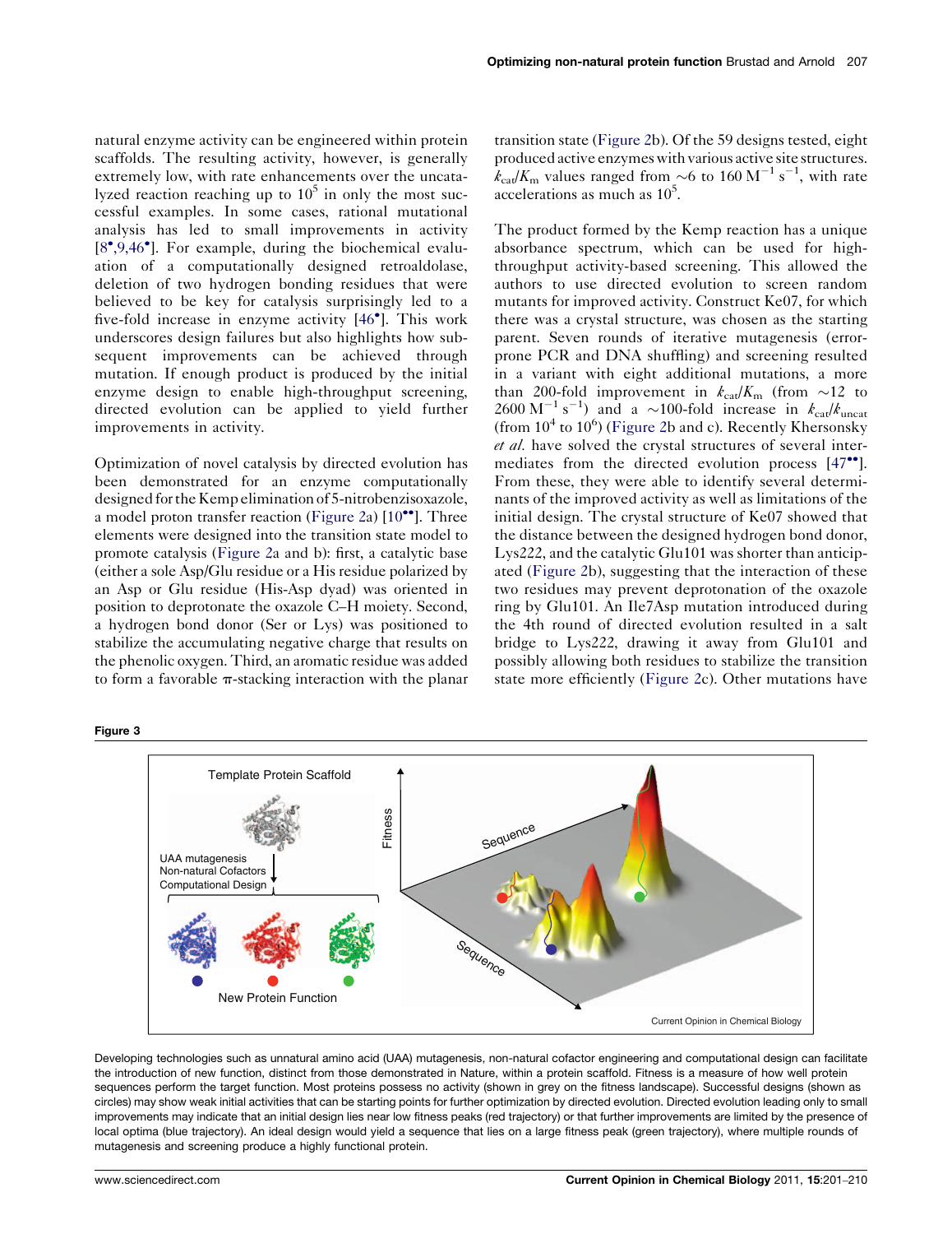natural enzyme activity can be engineered within protein scaffolds. The resulting activity, however, is generally extremely low, with rate enhancements over the uncatalyzed reaction reaching up to $10^5$ in only the most successful examples. In some cases, rational mutational analysis has led to small improvements in activity [8•,9,46•]. For example, during the biochemical evaluation of a computationally designed retroaldolase, deletion of two hydrogen bonding residues that were believed to be key for catalysis surprisingly led to a five-fold increase in enzyme activity [46•]. This work underscores design failures but also highlights how subsequent improvements can be achieved through mutation. If enough product is produced by the initial enzyme design to enable high-throughput screening, directed evolution can be applied to yield further improvements in activity.

Optimization of novel catalysis by directed evolution has been demonstrated for an enzyme computationally designed for the Kemp elimination of 5-nitrobenzisoxazole, a model proton transfer reaction (Figure 2a) [10••]. Three elements were designed into the transition state model to promote catalysis (Figure 2a and b): first, a catalytic base (either a sole Asp/Glu residue or a His residue polarized by an Asp or Glu residue (His-Asp dyad) was oriented in position to deprotonate the oxazole C–H moiety. Second, a hydrogen bond donor (Ser or Lys) was positioned to stabilize the accumulating negative charge that results on the phenolic oxygen. Third, an aromatic residue was added to form a favorable π-stacking interaction with the planar transition state (Figure 2b). Of the 59 designs tested, eight produced active enzymes with various active site structures. $k_{cat}/K_m$ values ranged from ~6 to 160 $M^{-1}$ $s^{-1}$, with rate accelerations as much as $10^5$.

The product formed by the Kemp reaction has a unique absorbance spectrum, which can be used for high-throughput activity-based screening. This allowed the authors to use directed evolution to screen random mutants for improved activity. Construct Ke07, for which there was a crystal structure, was chosen as the starting parent. Seven rounds of iterative mutagenesis (error-prone PCR and DNA shuffling) and screening resulted in a variant with eight additional mutations, a more than 200-fold improvement in $k_{cat}/K_m$ (from ~12 to 2600 $M^{-1}$ $s^{-1}$) and a ~100-fold increase in $k_{cat}/k_{uncat}$ (from $10^4$ to $10^6$) (Figure 2b and c). Recently Khersonsky *et al.* have solved the crystal structures of several intermediates from the directed evolution process [47••]. From these, they were able to identify several determinants of the improved activity as well as limitations of the initial design. The crystal structure of Ke07 showed that the distance between the designed hydrogen bond donor, Lys222, and the catalytic Glu101 was shorter than anticipated (Figure 2b), suggesting that the interaction of these two residues may prevent deprotonation of the oxazole ring by Glu101. An Ile7Asp mutation introduced during the 4th round of directed evolution resulted in a salt bridge to Lys222, drawing it away from Glu101 and possibly allowing both residues to stabilize the transition state more efficiently (Figure 2c). Other mutations have

**Figure 3**

Developing technologies such as unnatural amino acid (UAA) mutagenesis, non-natural cofactor engineering and computational design can facilitate the introduction of new function, distinct from those demonstrated in Nature, within a protein scaffold. Fitness is a measure of how well protein sequences perform the target function. Most proteins possess no activity (shown in grey on the fitness landscape). Successful designs (shown as circles) may show weak initial activities that can be starting points for further optimization by directed evolution. Directed evolution leading only to small improvements may indicate that an initial design lies near low fitness peaks (red trajectory) or that further improvements are limited by the presence of local optima (blue trajectory). An ideal design would yield a sequence that lies on a large fitness peak (green trajectory), where multiple rounds of mutagenesis and screening produce a highly functional protein.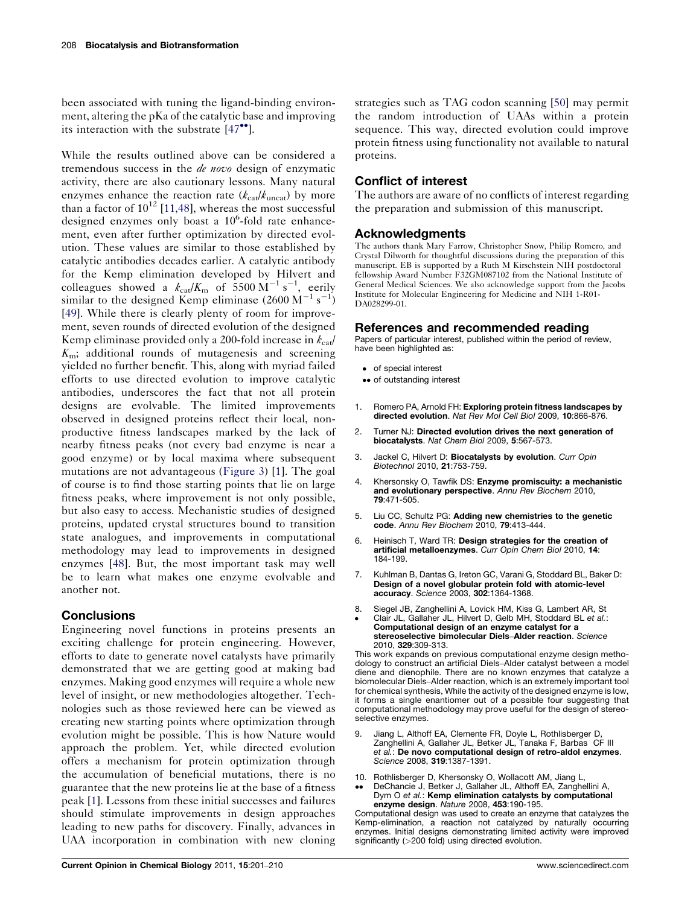been associated with tuning the ligand-binding environment, altering the pKa of the catalytic base and improving its interaction with the substrate [47••].

While the results outlined above can be considered a tremendous success in the *de novo* design of enzymatic activity, there are also cautionary lessons. Many natural enzymes enhance the reaction rate ($k_{cat}/k_{uncat}$) by more than a factor of $10^{12}$ [11,48], whereas the most successful designed enzymes only boast a $10^6$-fold rate enhancement, even after further optimization by directed evolution. These values are similar to those established by catalytic antibodies decades earlier. A catalytic antibody for the Kemp elimination developed by Hilvert and colleagues showed a $k_{cat}/K_m$ of $5500\ M^{-1}\ s^{-1}$, eerily similar to the designed Kemp eliminase ($2600\ M^{-1}\ s^{-1}$) [49]. While there is clearly plenty of room for improvement, seven rounds of directed evolution of the designed Kemp eliminase provided only a 200-fold increase in $k_{cat}/K_m$; additional rounds of mutagenesis and screening yielded no further benefit. This, along with myriad failed efforts to use directed evolution to improve catalytic antibodies, underscores the fact that not all protein designs are evolvable. The limited improvements observed in designed proteins reflect their local, non-productive fitness landscapes marked by the lack of nearby fitness peaks (not every bad enzyme is near a good enzyme) or by local maxima where subsequent mutations are not advantageous (Figure 3) [1]. The goal of course is to find those starting points that lie on large fitness peaks, where improvement is not only possible, but also easy to access. Mechanistic studies of designed proteins, updated crystal structures bound to transition state analogues, and improvements in computational methodology may lead to improvements in designed enzymes [48]. But, the most important task may well be to learn what makes one enzyme evolvable and another not.

## Conclusions

Engineering novel functions in proteins presents an exciting challenge for protein engineering. However, efforts to date to generate novel catalysts have primarily demonstrated that we are getting good at making bad enzymes. Making good enzymes will require a whole new level of insight, or new methodologies altogether. Technologies such as those reviewed here can be viewed as creating new starting points where optimization through evolution might be possible. This is how Nature would approach the problem. Yet, while directed evolution offers a mechanism for protein optimization through the accumulation of beneficial mutations, there is no guarantee that the new proteins lie at the base of a fitness peak [1]. Lessons from these initial successes and failures should stimulate improvements in design approaches leading to new paths for discovery. Finally, advances in UAA incorporation in combination with new cloning strategies such as TAG codon scanning [50] may permit the random introduction of UAAs within a protein sequence. This way, directed evolution could improve protein fitness using functionality not available to natural proteins.

## Conflict of interest

The authors are aware of no conflicts of interest regarding the preparation and submission of this manuscript.

## Acknowledgments

The authors thank Mary Farrow, Christopher Snow, Philip Romero, and Crystal Dilworth for thoughtful discussions during the preparation of this manuscript. EB is supported by a Ruth M Kirschstein NIH postdoctoral fellowship Award Number F32GM087102 from the National Institute of General Medical Sciences. We also acknowledge support from the Jacobs Institute for Molecular Engineering for Medicine and NIH 1-R01-DA028299-01.

## References and recommended reading

Papers of particular interest, published within the period of review, have been highlighted as:

- • of special interest
- •• of outstanding interest

1. Romero PA, Arnold FH: **Exploring protein fitness landscapes by directed evolution**. *Nat Rev Mol Cell Biol* 2009, **10**:866-876.

2. Turner NJ: **Directed evolution drives the next generation of biocatalysts**. *Nat Chem Biol* 2009, **5**:567-573.

3. Jackel C, Hilvert D: **Biocatalysts by evolution**. *Curr Opin Biotechnol* 2010, **21**:753-759.

4. Khersonsky O, Tawfik DS: **Enzyme promiscuity: a mechanistic and evolutionary perspective**. *Annu Rev Biochem* 2010, **79**:471-505.

5. Liu CC, Schultz PG: **Adding new chemistries to the genetic code**. *Annu Rev Biochem* 2010, **79**:413-444.

6. Heinisch T, Ward TR: **Design strategies for the creation of artificial metalloenzymes**. *Curr Opin Chem Biol* 2010, **14**: 184-199.

7. Kuhlman B, Dantas G, Ireton GC, Varani G, Stoddard BL, Baker D: **Design of a novel globular protein fold with atomic-level accuracy**. *Science* 2003, **302**:1364-1368.

8. • Siegel JB, Zanghellini A, Lovick HM, Kiss G, Lambert AR, St Clair JL, Gallaher JL, Hilvert D, Gelb MH, Stoddard BL *et al.*: **Computational design of an enzyme catalyst for a stereoselective bimolecular Diels–Alder reaction**. *Science* 2010, **329**:309-313.

   This work expands on previous computational enzyme design methodology to construct an artificial Diels–Alder catalyst between a model diene and dienophile. There are no known enzymes that catalyze a biomolecular Diels–Alder reaction, which is an extremely important tool for chemical synthesis, While the activity of the designed enzyme is low, it forms a single enantiomer out of a possible four suggesting that computational methodology may prove useful for the design of stereoselective enzymes.

9. Jiang L, Althoff EA, Clemente FR, Doyle L, Rothlisberger D, Zanghellini A, Gallaher JL, Betker JL, Tanaka F, Barbas CF III *et al.*: **De novo computational design of retro-aldol enzymes**. *Science* 2008, **319**:1387-1391.

10. •• Rothlisberger D, Khersonsky O, Wollacott AM, Jiang L, DeChancie J, Betker J, Gallaher JL, Althoff EA, Zanghellini A, Dym O *et al.*: **Kemp elimination catalysts by computational enzyme design**. *Nature* 2008, **453**:190-195.

    Computational design was used to create an enzyme that catalyzes the Kemp-elimination, a reaction not catalyzed by naturally occurring enzymes. Initial designs demonstrating limited activity were improved significantly (>200 fold) using directed evolution.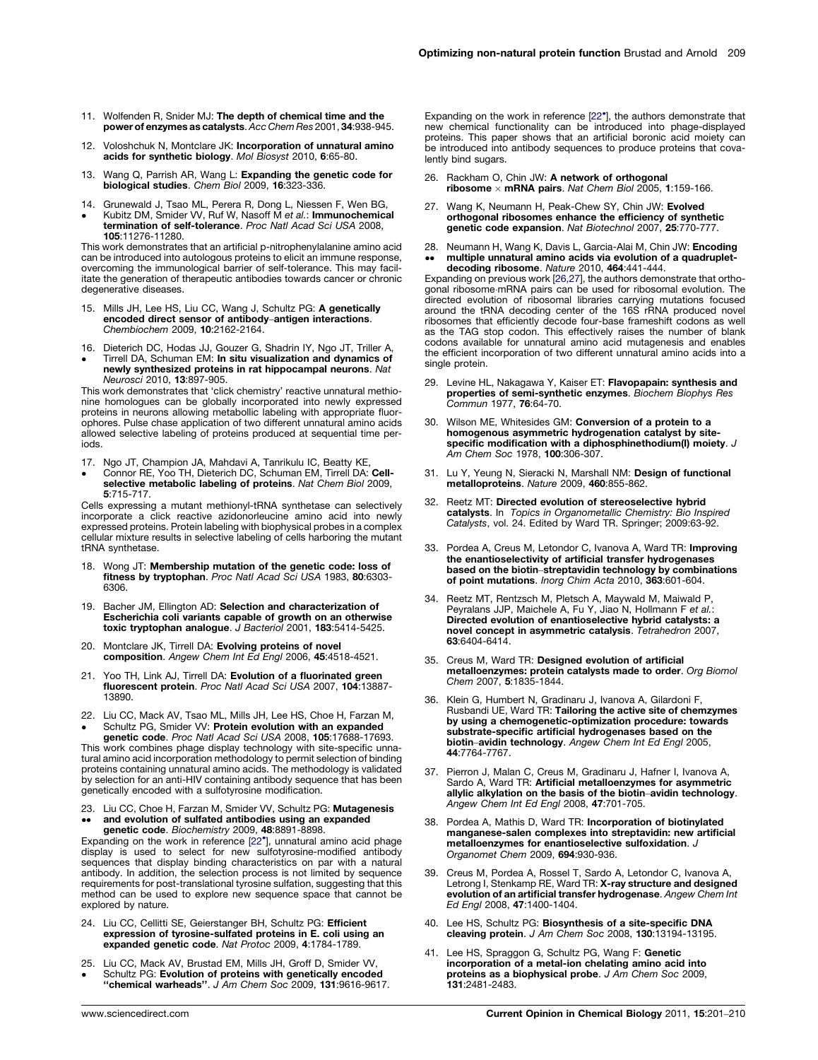11. Wolfenden R, Snider MJ: **The depth of chemical time and the power of enzymes as catalysts**. *Acc Chem Res* 2001, **34**:938-945.

12. Voloshchuk N, Montclare JK: **Incorporation of unnatural amino acids for synthetic biology**. *Mol Biosyst* 2010, **6**:65-80.

13. Wang Q, Parrish AR, Wang L: **Expanding the genetic code for biological studies**. *Chem Biol* 2009, **16**:323-336.

14. • Grunewald J, Tsao ML, Perera R, Dong L, Niessen F, Wen BG, Kubitz DM, Smider VV, Ruf W, Nasoff M *et al.*: **Immunochemical termination of self-tolerance**. *Proc Natl Acad Sci USA* 2008, **105**:11276-11280.

This work demonstrates that an artificial p-nitrophenylalanine amino acid can be introduced into autologous proteins to elicit an immune response, overcoming the immunological barrier of self-tolerance. This may facilitate the generation of therapeutic antibodies towards cancer or chronic degenerative diseases.

15. Mills JH, Lee HS, Liu CC, Wang J, Schultz PG: **A genetically encoded direct sensor of antibody–antigen interactions**. *Chembiochem* 2009, **10**:2162-2164.

16. • Dieterich DC, Hodas JJ, Gouzer G, Shadrin IY, Ngo JT, Triller A, Tirrell DA, Schuman EM: **In situ visualization and dynamics of newly synthesized proteins in rat hippocampal neurons**. *Nat Neurosci* 2010, **13**:897-905.

This work demonstrates that 'click chemistry' reactive unnatural methionine homologues can be globally incorporated into newly expressed proteins in neurons allowing metabollic labeling with appropriate fluorophores. Pulse chase application of two different unnatural amino acids allowed selective labeling of proteins produced at sequential time periods.

17. • Ngo JT, Champion JA, Mahdavi A, Tanrikulu IC, Beatty KE, Connor RE, Yoo TH, Dieterich DC, Schuman EM, Tirrell DA: **Cell-selective metabolic labeling of proteins**. *Nat Chem Biol* 2009, **5**:715-717.

Cells expressing a mutant methionyl-tRNA synthetase can selectively incorporate a click reactive azidonorleucine amino acid into newly expressed proteins. Protein labeling with biophysical probes in a complex cellular mixture results in selective labeling of cells harboring the mutant tRNA synthetase.

18. Wong JT: **Membership mutation of the genetic code: loss of fitness by tryptophan**. *Proc Natl Acad Sci USA* 1983, **80**:6303-6306.

19. Bacher JM, Ellington AD: **Selection and characterization of Escherichia coli variants capable of growth on an otherwise toxic tryptophan analogue**. *J Bacteriol* 2001, **183**:5414-5425.

20. Montclare JK, Tirrell DA: **Evolving proteins of novel composition**. *Angew Chem Int Ed Engl* 2006, **45**:4518-4521.

21. Yoo TH, Link AJ, Tirrell DA: **Evolution of a fluorinated green fluorescent protein**. *Proc Natl Acad Sci USA* 2007, **104**:13887-13890.

22. • Liu CC, Mack AV, Tsao ML, Mills JH, Lee HS, Choe H, Farzan M, Schultz PG, Smider VV: **Protein evolution with an expanded genetic code**. *Proc Natl Acad Sci USA* 2008, **105**:17688-17693.

This work combines phage display technology with site-specific unnatural amino acid incorporation methodology to permit selection of binding proteins containing unnatural amino acids. The methodology is validated by selection for an anti-HIV containing antibody sequence that has been genetically encoded with a sulfotyrosine modification.

23. •• Liu CC, Choe H, Farzan M, Smider VV, Schultz PG: **Mutagenesis and evolution of sulfated antibodies using an expanded genetic code**. *Biochemistry* 2009, **48**:8891-8898.

Expanding on the work in reference [22•], unnatural amino acid phage display is used to select for new sulfotyrosine-modified antibody sequences that display binding characteristics on par with a natural antibody. In addition, the selection process is not limited by sequence requirements for post-translational tyrosine sulfation, suggesting that this method can be used to explore new sequence space that cannot be explored by nature.

24. Liu CC, Cellitti SE, Geierstanger BH, Schultz PG: **Efficient expression of tyrosine-sulfated proteins in E. coli using an expanded genetic code**. *Nat Protoc* 2009, **4**:1784-1789.

25. • Liu CC, Mack AV, Brustad EM, Mills JH, Groff D, Smider VV, Schultz PG: **Evolution of proteins with genetically encoded "chemical warheads"**. *J Am Chem Soc* 2009, **131**:9616-9617.

Expanding on the work in reference [22•], the authors demonstrate that new chemical functionality can be introduced into phage-displayed proteins. This paper shows that an artificial boronic acid moiety can be introduced into antibody sequences to produce proteins that covalently bind sugars.

26. Rackham O, Chin JW: **A network of orthogonal ribosome × mRNA pairs**. *Nat Chem Biol* 2005, **1**:159-166.

27. Wang K, Neumann H, Peak-Chew SY, Chin JW: **Evolved orthogonal ribosomes enhance the efficiency of synthetic genetic code expansion**. *Nat Biotechnol* 2007, **25**:770-777.

28. •• Neumann H, Wang K, Davis L, Garcia-Alai M, Chin JW: **Encoding multiple unnatural amino acids via evolution of a quadruplet-decoding ribosome**. *Nature* 2010, **464**:441-444.

Expanding on previous work [26,27], the authors demonstrate that orthogonal ribosome·mRNA pairs can be used for ribosomal evolution. The directed evolution of ribosomal libraries carrying mutations focused around the tRNA decoding center of the 16S rRNA produced novel ribosomes that efficiently decode four-base frameshift codons as well as the TAG stop codon. This effectively raises the number of blank codons available for unnatural amino acid mutagenesis and enables the efficient incorporation of two different unnatural amino acids into a single protein.

29. Levine HL, Nakagawa Y, Kaiser ET: **Flavopapain: synthesis and properties of semi-synthetic enzymes**. *Biochem Biophys Res Commun* 1977, **76**:64-70.

30. Wilson ME, Whitesides GM: **Conversion of a protein to a homogenous asymmetric hydrogenation catalyst by site-specific modification with a diphosphinethodium(I) moiety**. *J Am Chem Soc* 1978, **100**:306-307.

31. Lu Y, Yeung N, Sieracki N, Marshall NM: **Design of functional metalloproteins**. *Nature* 2009, **460**:855-862.

32. Reetz MT: **Directed evolution of stereoselective hybrid catalysts**. In *Topics in Organometallic Chemistry: Bio Inspired Catalysts*, vol. 24. Edited by Ward TR. Springer; 2009:63-92.

33. Pordea A, Creus M, Letondor C, Ivanova A, Ward TR: **Improving the enantioselectivity of artificial transfer hydrogenases based on the biotin–streptavidin technology by combinations of point mutations**. *Inorg Chim Acta* 2010, **363**:601-604.

34. Reetz MT, Rentzsch M, Pletsch A, Maywald M, Maiwald P, Peyralans JJP, Maichele A, Fu Y, Jiao N, Hollmann F *et al.*: **Directed evolution of enantioselective hybrid catalysts: a novel concept in asymmetric catalysis**. *Tetrahedron* 2007, **63**:6404-6414.

35. Creus M, Ward TR: **Designed evolution of artificial metalloenzymes: protein catalysts made to order**. *Org Biomol Chem* 2007, **5**:1835-1844.

36. Klein G, Humbert N, Gradinaru J, Ivanova A, Gilardoni F, Rusbandi UE, Ward TR: **Tailoring the active site of chemzymes by using a chemogenetic-optimization procedure: towards substrate-specific artificial hydrogenases based on the biotin–avidin technology**. *Angew Chem Int Ed Engl* 2005, **44**:7764-7767.

37. Pierron J, Malan C, Creus M, Gradinaru J, Hafner I, Ivanova A, Sardo A, Ward TR: **Artificial metalloenzymes for asymmetric allylic alkylation on the basis of the biotin–avidin technology**. *Angew Chem Int Ed Engl* 2008, **47**:701-705.

38. Pordea A, Mathis D, Ward TR: **Incorporation of biotinylated manganese-salen complexes into streptavidin: new artificial metalloenzymes for enantioselective sulfoxidation**. *J Organomet Chem* 2009, **694**:930-936.

39. Creus M, Pordea A, Rossel T, Sardo A, Letondor C, Ivanova A, Letrong I, Stenkamp RE, Ward TR: **X-ray structure and designed evolution of an artificial transfer hydrogenase**. *Angew Chem Int Ed Engl* 2008, **47**:1400-1404.

40. Lee HS, Schultz PG: **Biosynthesis of a site-specific DNA cleaving protein**. *J Am Chem Soc* 2008, **130**:13194-13195.

41. Lee HS, Spraggon G, Schultz PG, Wang F: **Genetic incorporation of a metal-ion chelating amino acid into proteins as a biophysical probe**. *J Am Chem Soc* 2009, **131**:2481-2483.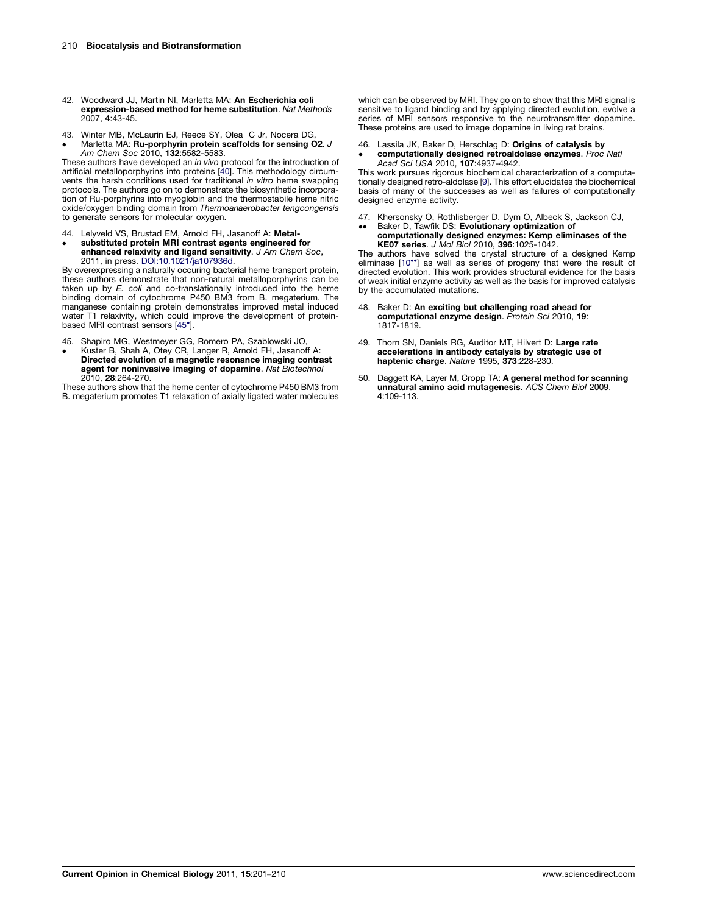42. Woodward JJ, Martin NI, Marletta MA: **An Escherichia coli expression-based method for heme substitution**. *Nat Methods* 2007, **4**:43-45.

43. Winter MB, McLaurin EJ, Reece SY, Olea C Jr, Nocera DG,
• Marletta MA: **Ru-porphyrin protein scaffolds for sensing O2**. *J Am Chem Soc* 2010, **132**:5582-5583.

These authors have developed an *in vivo* protocol for the introduction of artificial metalloporphyrins into proteins [40]. This methodology circumvents the harsh conditions used for traditional *in vitro* heme swapping protocols. The authors go on to demonstrate the biosynthetic incorporation of Ru-porphyrins into myoglobin and the thermostabile heme nitric oxide/oxygen binding domain from *Thermoanaerobacter tengcongensis* to generate sensors for molecular oxygen.

44. Lelyveld VS, Brustad EM, Arnold FH, Jasanoff A: **Metal-**
• **substituted protein MRI contrast agents engineered for enhanced relaxivity and ligand sensitivity**. *J Am Chem Soc*, 2011, in press. DOI:10.1021/ja107936d.

By overexpressing a naturally occuring bacterial heme transport protein, these authors demonstrate that non-natural metalloporphyrins can be taken up by *E. coli* and co-translationally introduced into the heme binding domain of cytochrome P450 BM3 from B. megaterium. The manganese containing protein demonstrates improved metal induced water T1 relaxivity, which could improve the development of protein-based MRI contrast sensors [45•].

45. Shapiro MG, Westmeyer GG, Romero PA, Szablowski JO,
• Kuster B, Shah A, Otey CR, Langer R, Arnold FH, Jasanoff A: **Directed evolution of a magnetic resonance imaging contrast agent for noninvasive imaging of dopamine**. *Nat Biotechnol* 2010, **28**:264-270.

These authors show that the heme center of cytochrome P450 BM3 from B. megaterium promotes T1 relaxation of axially ligated water molecules which can be observed by MRI. They go on to show that this MRI signal is sensitive to ligand binding and by applying directed evolution, evolve a series of MRI sensors responsive to the neurotransmitter dopamine. These proteins are used to image dopamine in living rat brains.

46. Lassila JK, Baker D, Herschlag D: **Origins of catalysis by**
• **computationally designed retroaldolase enzymes**. *Proc Natl Acad Sci USA* 2010, **107**:4937-4942.

This work pursues rigorous biochemical characterization of a computationally designed retro-aldolase [9]. This effort elucidates the biochemical basis of many of the successes as well as failures of computationally designed enzyme activity.

47. Khersonsky O, Rothlisberger D, Dym O, Albeck S, Jackson CJ,
•• Baker D, Tawfik DS: **Evolutionary optimization of computationally designed enzymes: Kemp eliminases of the KE07 series**. *J Mol Biol* 2010, **396**:1025-1042.

The authors have solved the crystal structure of a designed Kemp eliminase [10••] as well as series of progeny that were the result of directed evolution. This work provides structural evidence for the basis of weak initial enzyme activity as well as the basis for improved catalysis by the accumulated mutations.

48. Baker D: **An exciting but challenging road ahead for computational enzyme design**. *Protein Sci* 2010, **19**: 1817-1819.

49. Thorn SN, Daniels RG, Auditor MT, Hilvert D: **Large rate accelerations in antibody catalysis by strategic use of haptenic charge**. *Nature* 1995, **373**:228-230.

50. Daggett KA, Layer M, Cropp TA: **A general method for scanning unnatural amino acid mutagenesis**. *ACS Chem Biol* 2009, **4**:109-113.